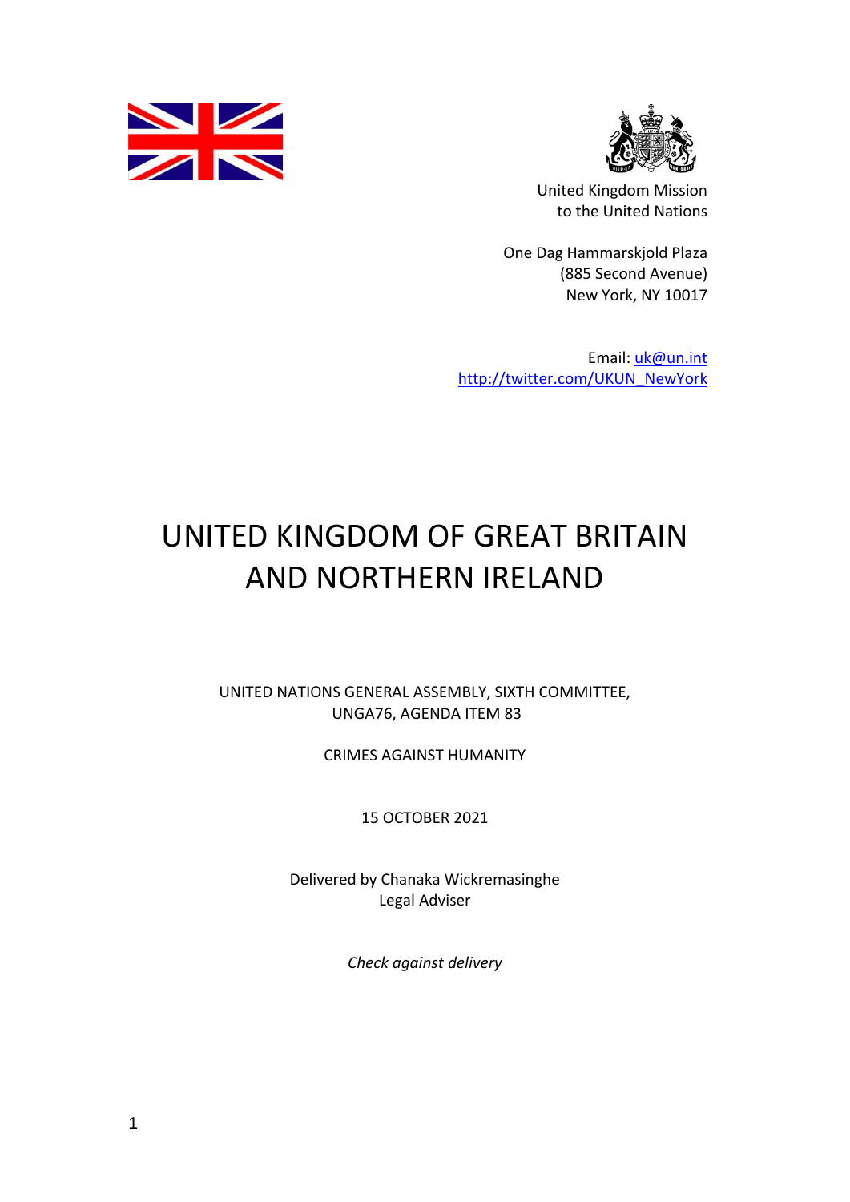United Kingdom Mission
to the United Nations

One Dag Hammarskjold Plaza
(885 Second Avenue)
New York, NY 10017

Email: uk@un.int
http://twitter.com/UKUN_NewYork

# UNITED KINGDOM OF GREAT BRITAIN AND NORTHERN IRELAND

UNITED NATIONS GENERAL ASSEMBLY, SIXTH COMMITTEE,
UNGA76, AGENDA ITEM 83

CRIMES AGAINST HUMANITY

15 OCTOBER 2021

Delivered by Chanaka Wickremasinghe
Legal Adviser

*Check against delivery*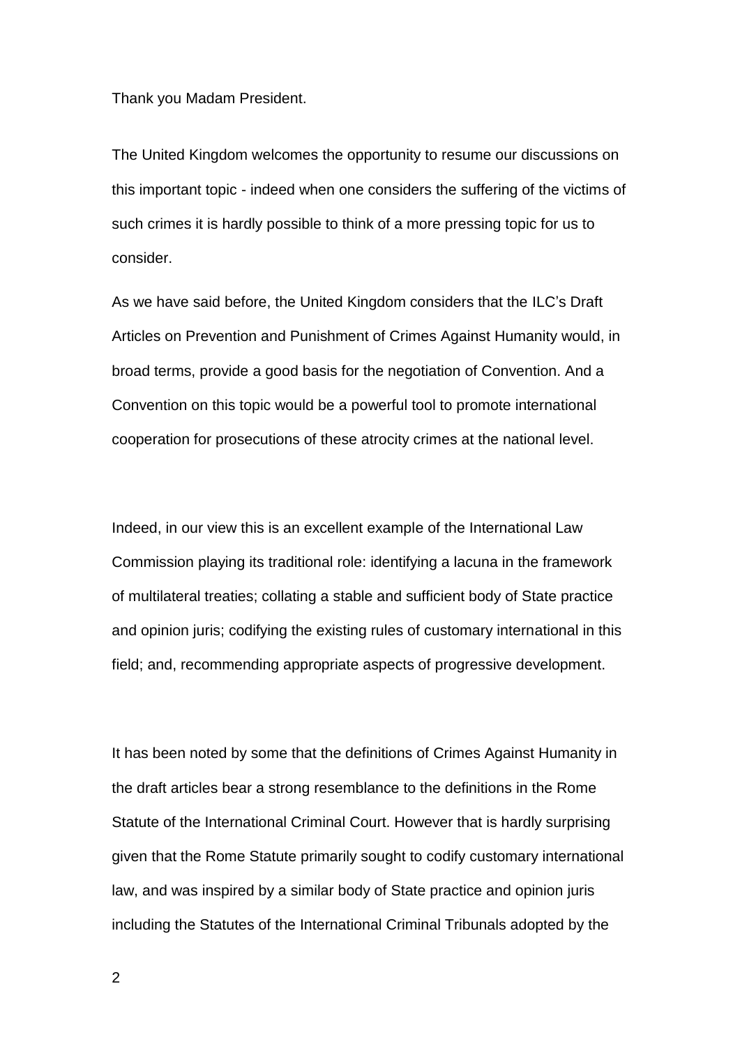Thank you Madam President.

The United Kingdom welcomes the opportunity to resume our discussions on this important topic - indeed when one considers the suffering of the victims of such crimes it is hardly possible to think of a more pressing topic for us to consider.

As we have said before, the United Kingdom considers that the ILC's Draft Articles on Prevention and Punishment of Crimes Against Humanity would, in broad terms, provide a good basis for the negotiation of Convention. And a Convention on this topic would be a powerful tool to promote international cooperation for prosecutions of these atrocity crimes at the national level.

Indeed, in our view this is an excellent example of the International Law Commission playing its traditional role: identifying a lacuna in the framework of multilateral treaties; collating a stable and sufficient body of State practice and opinion juris; codifying the existing rules of customary international in this field; and, recommending appropriate aspects of progressive development.

It has been noted by some that the definitions of Crimes Against Humanity in the draft articles bear a strong resemblance to the definitions in the Rome Statute of the International Criminal Court. However that is hardly surprising given that the Rome Statute primarily sought to codify customary international law, and was inspired by a similar body of State practice and opinion juris including the Statutes of the International Criminal Tribunals adopted by the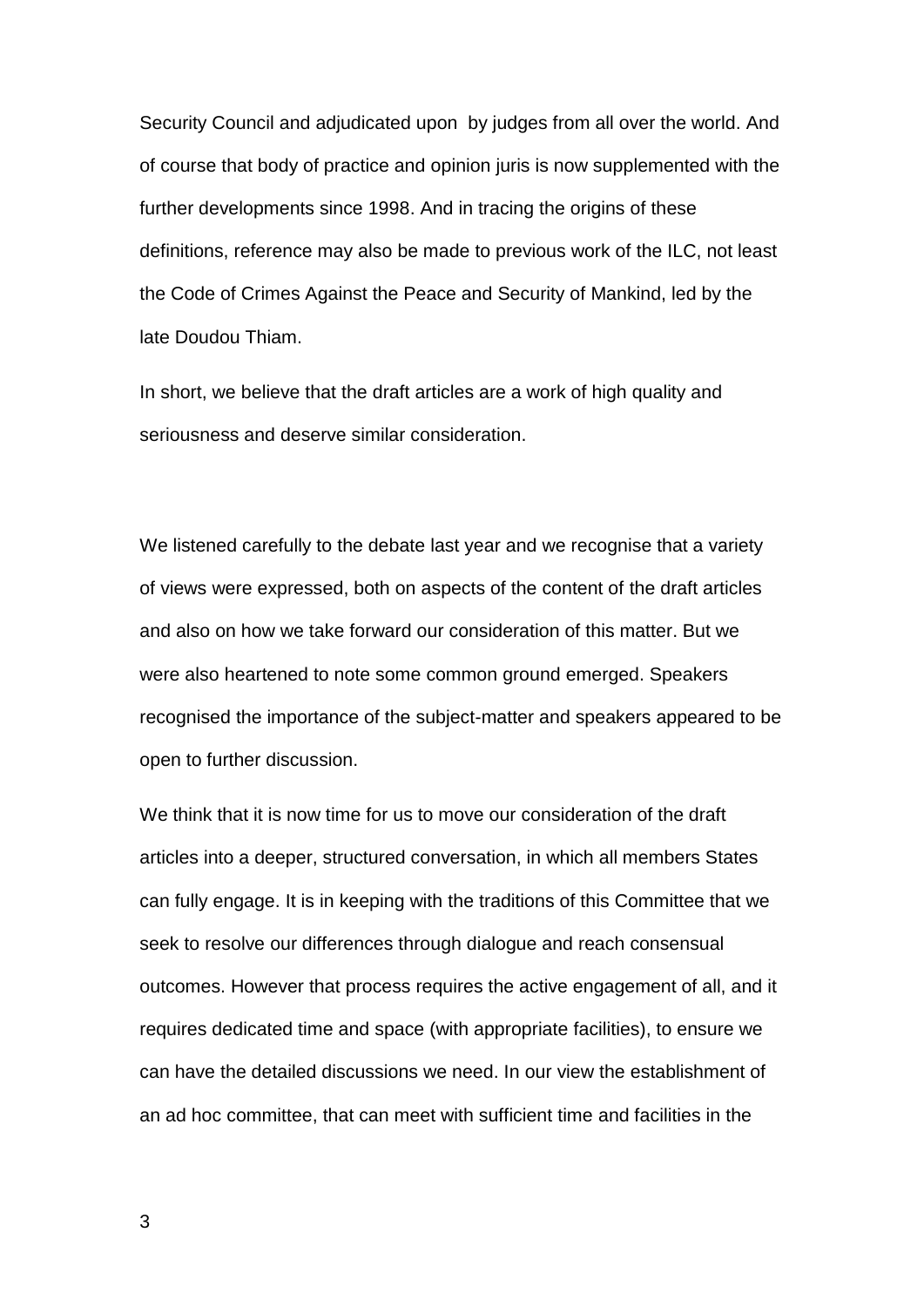Security Council and adjudicated upon by judges from all over the world. And of course that body of practice and opinion juris is now supplemented with the further developments since 1998. And in tracing the origins of these definitions, reference may also be made to previous work of the ILC, not least the Code of Crimes Against the Peace and Security of Mankind, led by the late Doudou Thiam.

In short, we believe that the draft articles are a work of high quality and seriousness and deserve similar consideration.

We listened carefully to the debate last year and we recognise that a variety of views were expressed, both on aspects of the content of the draft articles and also on how we take forward our consideration of this matter. But we were also heartened to note some common ground emerged. Speakers recognised the importance of the subject-matter and speakers appeared to be open to further discussion.

We think that it is now time for us to move our consideration of the draft articles into a deeper, structured conversation, in which all members States can fully engage. It is in keeping with the traditions of this Committee that we seek to resolve our differences through dialogue and reach consensual outcomes. However that process requires the active engagement of all, and it requires dedicated time and space (with appropriate facilities), to ensure we can have the detailed discussions we need. In our view the establishment of an ad hoc committee, that can meet with sufficient time and facilities in the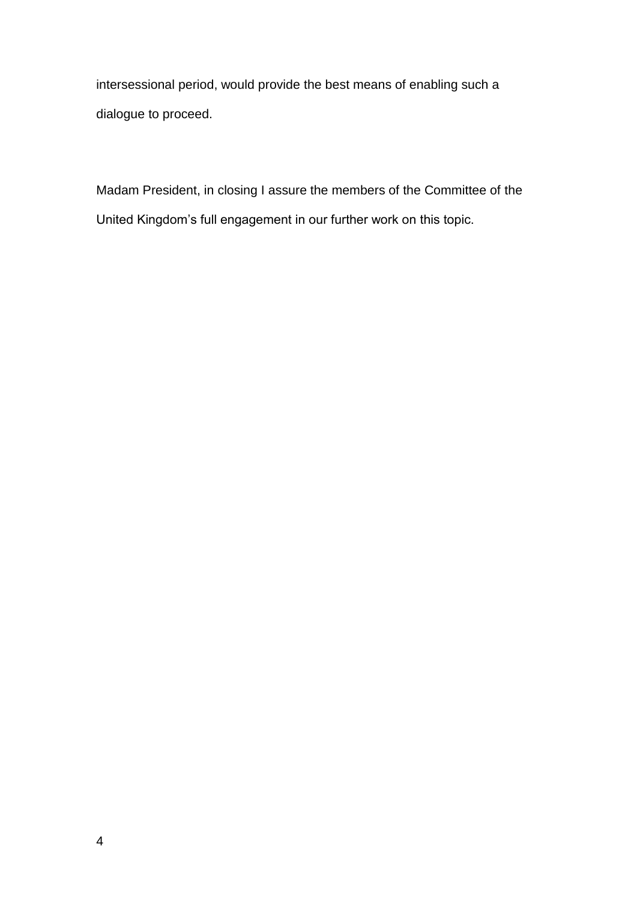intersessional period, would provide the best means of enabling such a dialogue to proceed.

Madam President, in closing I assure the members of the Committee of the United Kingdom's full engagement in our further work on this topic.